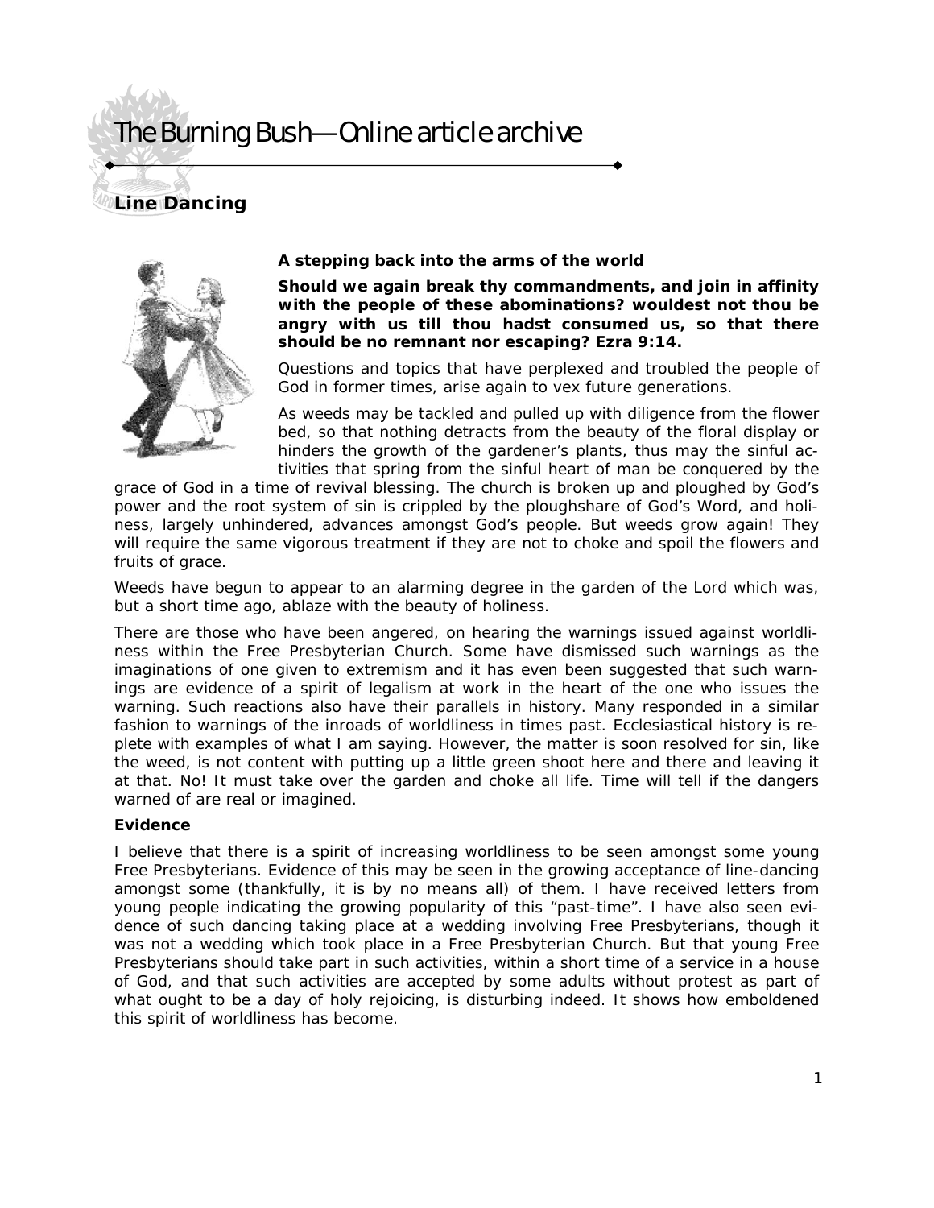# The Burning Bush—Online article archive

## Line Dancing

**A stepping back into the arms of the world**

**Should we again break thy commandments, and join in affinity with the people of these abominations? wouldest not thou be angry with us till thou hadst consumed us, so that there should be no remnant nor escaping? Ezra 9:14.**

Questions and topics that have perplexed and troubled the people of God in former times, arise again to vex future generations.

As weeds may be tackled and pulled up with diligence from the flower bed, so that nothing detracts from the beauty of the floral display or hinders the growth of the gardener's plants, thus may the sinful activities that spring from the sinful heart of man be conquered by the grace of God in a time of revival blessing. The church is broken up and ploughed by God's power and the root system of sin is crippled by the ploughshare of God's Word, and holiness, largely unhindered, advances amongst God's people. But weeds grow again! They will require the same vigorous treatment if they are not to choke and spoil the flowers and fruits of grace.

Weeds have begun to appear to an alarming degree in the garden of the Lord which was, but a short time ago, ablaze with the beauty of holiness.

There are those who have been angered, on hearing the warnings issued against worldliness within the Free Presbyterian Church. Some have dismissed such warnings as the imaginations of one given to extremism and it has even been suggested that such warnings are evidence of a spirit of legalism at work in the heart of the one who issues the warning. Such reactions also have their parallels in history. Many responded in a similar fashion to warnings of the inroads of worldliness in times past. Ecclesiastical history is replete with examples of what I am saying. However, the matter is soon resolved for sin, like the weed, is not content with putting up a little green shoot here and there and leaving it at that. No! It must take over the garden and choke all life. Time will tell if the dangers warned of are real or imagined.

**Evidence**

I believe that there is a spirit of increasing worldliness to be seen amongst some young Free Presbyterians. Evidence of this may be seen in the growing acceptance of line-dancing amongst some (thankfully, it is by no means all) of them. I have received letters from young people indicating the growing popularity of this "past-time". I have also seen evidence of such dancing taking place at a wedding involving Free Presbyterians, though it was not a wedding which took place in a Free Presbyterian Church. But that young Free Presbyterians should take part in such activities, within a short time of a service in a house of God, and that such activities are accepted by some adults without protest as part of what ought to be a day of holy rejoicing, is disturbing indeed. It shows how emboldened this spirit of worldliness has become.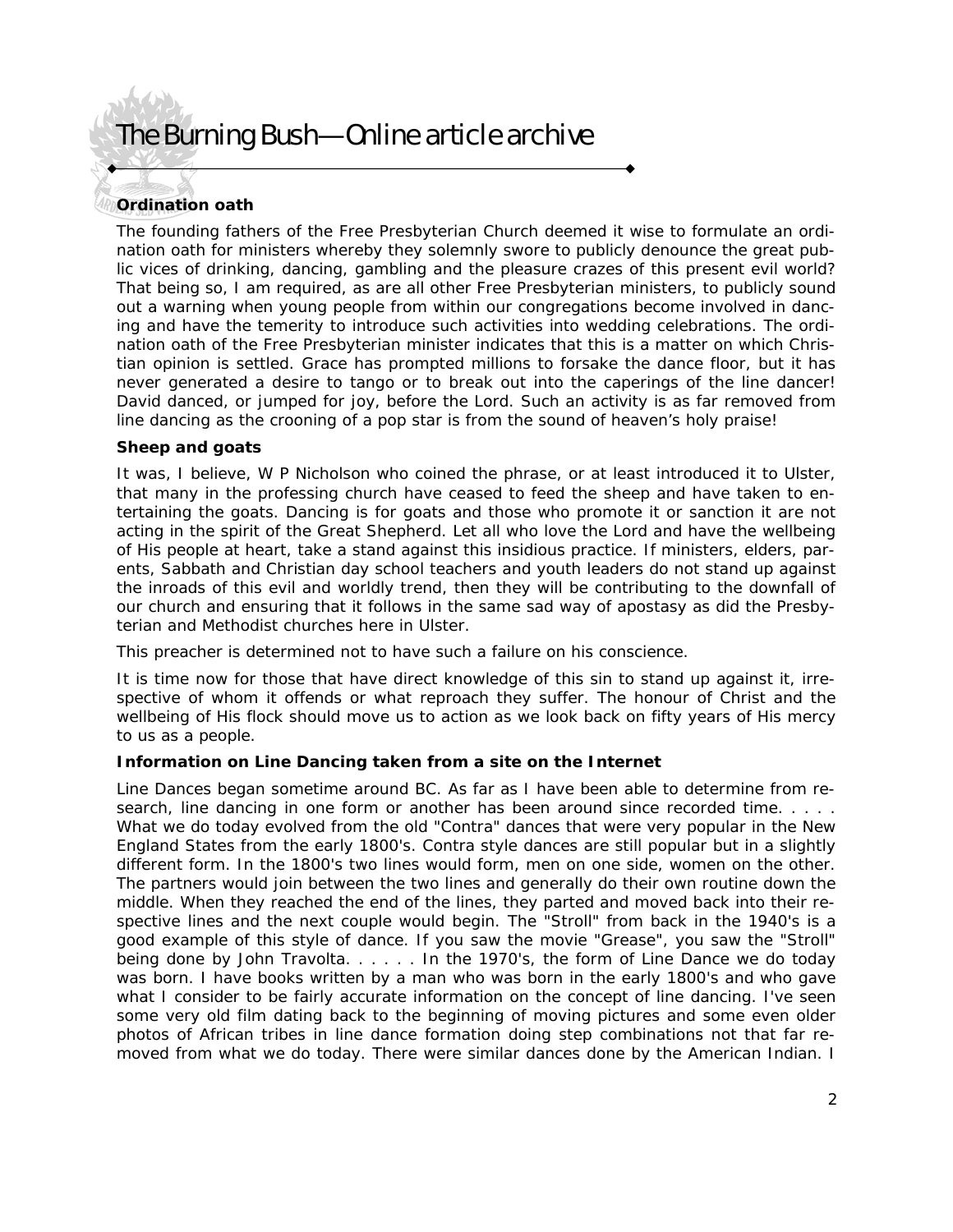**Ordination oath**

The founding fathers of the Free Presbyterian Church deemed it wise to formulate an ordination oath for ministers whereby they solemnly swore to publicly denounce the great public vices of drinking, dancing, gambling and the pleasure crazes of this present evil world? That being so, I am required, as are all other Free Presbyterian ministers, to publicly sound out a warning when young people from within our congregations become involved in dancing and have the temerity to introduce such activities into wedding celebrations. The ordination oath of the Free Presbyterian minister indicates that this is a matter on which Christian opinion is settled. Grace has prompted millions to forsake the dance floor, but it has never generated a desire to tango or to break out into the caperings of the line dancer! David danced, or jumped for joy, before the Lord. Such an activity is as far removed from line dancing as the crooning of a pop star is from the sound of heaven's holy praise!

**Sheep and goats**

It was, I believe, W P Nicholson who coined the phrase, or at least introduced it to Ulster, that many in the professing church have ceased to feed the sheep and have taken to entertaining the goats. Dancing is for goats and those who promote it or sanction it are not acting in the spirit of the Great Shepherd. Let all who love the Lord and have the wellbeing of His people at heart, take a stand against this insidious practice. If ministers, elders, parents, Sabbath and Christian day school teachers and youth leaders do not stand up against the inroads of this evil and worldly trend, then they will be contributing to the downfall of our church and ensuring that it follows in the same sad way of apostasy as did the Presbyterian and Methodist churches here in Ulster.

This preacher is determined not to have such a failure on his conscience.

It is time now for those that have direct knowledge of this sin to stand up against it, irrespective of whom it offends or what reproach they suffer. The honour of Christ and the wellbeing of His flock should move us to action as we look back on fifty years of His mercy to us as a people.

**Information on Line Dancing taken from a site on the Internet**

Line Dances began sometime around BC. As far as I have been able to determine from research, line dancing in one form or another has been around since recorded time. . . . . What we do today evolved from the old "Contra" dances that were very popular in the New England States from the early 1800's. Contra style dances are still popular but in a slightly different form. In the 1800's two lines would form, men on one side, women on the other. The partners would join between the two lines and generally do their own routine down the middle. When they reached the end of the lines, they parted and moved back into their respective lines and the next couple would begin. The "Stroll" from back in the 1940's is a good example of this style of dance. If you saw the movie "Grease", you saw the "Stroll" being done by John Travolta. . . . . . In the 1970's, the form of Line Dance we do today was born. I have books written by a man who was born in the early 1800's and who gave what I consider to be fairly accurate information on the concept of line dancing. I've seen some very old film dating back to the beginning of moving pictures and some even older photos of African tribes in line dance formation doing step combinations not that far removed from what we do today. There were similar dances done by the American Indian. I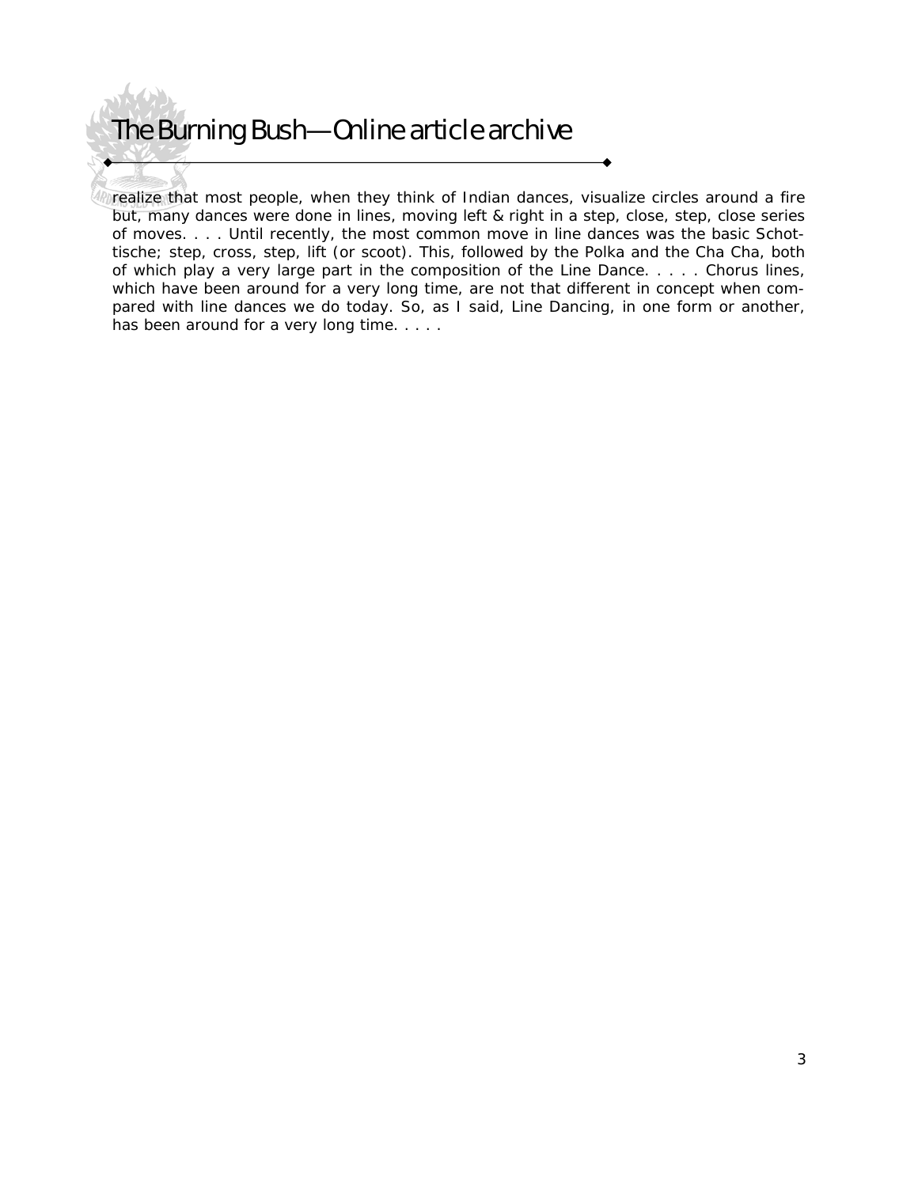realize that most people, when they think of Indian dances, visualize circles around a fire but, many dances were done in lines, moving left & right in a step, close, step, close series of moves. . . . Until recently, the most common move in line dances was the basic Schottische; step, cross, step, lift (or scoot). This, followed by the Polka and the Cha Cha, both of which play a very large part in the composition of the Line Dance. . . . . Chorus lines, which have been around for a very long time, are not that different in concept when compared with line dances we do today. So, as I said, Line Dancing, in one form or another, has been around for a very long time. . . . .